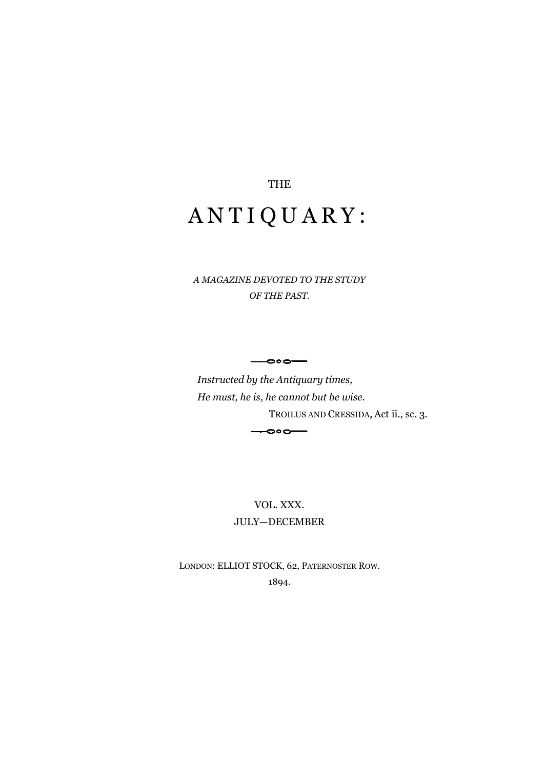THE

# ANTIQUARY:

*A MAGAZINE DEVOTED TO THE STUDY OF THE PAST.*

---

*Instructed by the Antiquary times,*
*He must, he is, he cannot but be wise.*

TROILUS AND CRESSIDA, Act ii., sc. 3.

---

VOL. XXX.

JULY—DECEMBER

LONDON: ELLIOT STOCK, 62, PATERNOSTER ROW.

1894.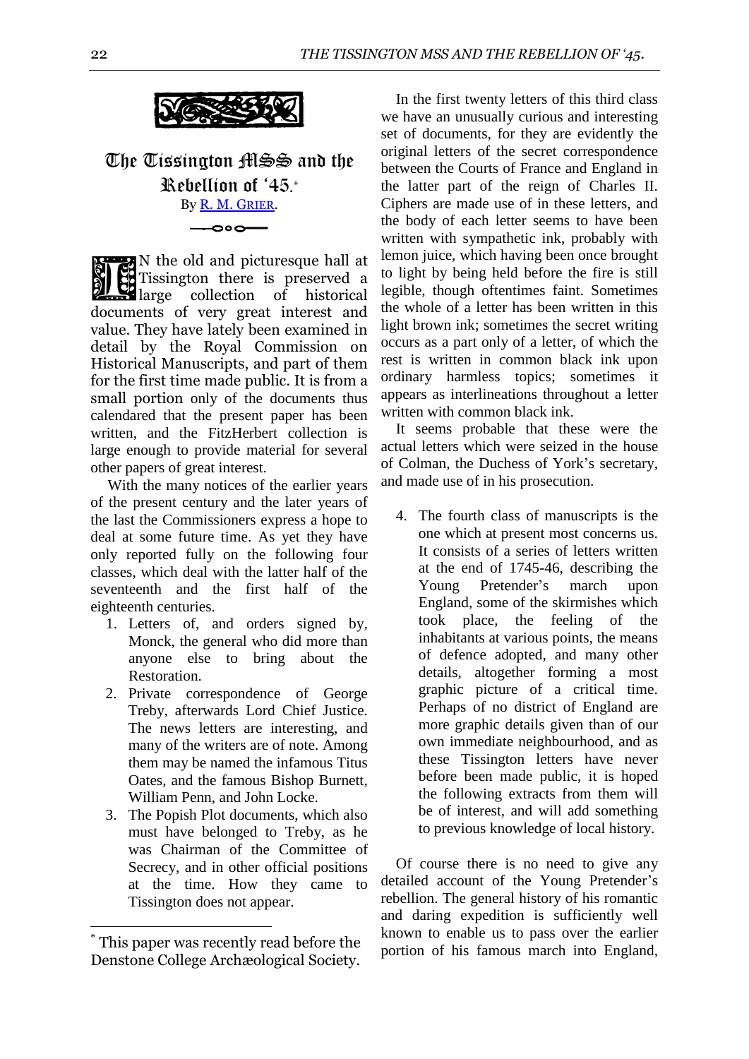# The Tissington MSS and the Rebellion of '45.*

By R. M. Grier.

IN the old and picturesque hall at Tissington there is preserved a large collection of historical documents of very great interest and value. They have lately been examined in detail by the Royal Commission on Historical Manuscripts, and part of them for the first time made public. It is from a small portion only of the documents thus calendared that the present paper has been written, and the FitzHerbert collection is large enough to provide material for several other papers of great interest.

With the many notices of the earlier years of the present century and the later years of the last the Commissioners express a hope to deal at some future time. As yet they have only reported fully on the following four classes, which deal with the latter half of the seventeenth and the first half of the eighteenth centuries.

1. Letters of, and orders signed by, Monck, the general who did more than anyone else to bring about the Restoration.
2. Private correspondence of George Treby, afterwards Lord Chief Justice. The news letters are interesting, and many of the writers are of note. Among them may be named the infamous Titus Oates, and the famous Bishop Burnett, William Penn, and John Locke.
3. The Popish Plot documents, which also must have belonged to Treby, as he was Chairman of the Committee of Secrecy, and in other official positions at the time. How they came to Tissington does not appear.

In the first twenty letters of this third class we have an unusually curious and interesting set of documents, for they are evidently the original letters of the secret correspondence between the Courts of France and England in the latter part of the reign of Charles II. Ciphers are made use of in these letters, and the body of each letter seems to have been written with sympathetic ink, probably with lemon juice, which having been once brought to light by being held before the fire is still legible, though oftentimes faint. Sometimes the whole of a letter has been written in this light brown ink; sometimes the secret writing occurs as a part only of a letter, of which the rest is written in common black ink upon ordinary harmless topics; sometimes it appears as interlineations throughout a letter written with common black ink.

It seems probable that these were the actual letters which were seized in the house of Colman, the Duchess of York's secretary, and made use of in his prosecution.

4. The fourth class of manuscripts is the one which at present most concerns us. It consists of a series of letters written at the end of 1745-46, describing the Young Pretender's march upon England, some of the skirmishes which took place, the feeling of the inhabitants at various points, the means of defence adopted, and many other details, altogether forming a most graphic picture of a critical time. Perhaps of no district of England are more graphic details given than of our own immediate neighbourhood, and as these Tissington letters have never before been made public, it is hoped the following extracts from them will be of interest, and will add something to previous knowledge of local history.

Of course there is no need to give any detailed account of the Young Pretender's rebellion. The general history of his romantic and daring expedition is sufficiently well known to enable us to pass over the earlier portion of his famous march into England,

---

* This paper was recently read before the Denstone College Archæological Society.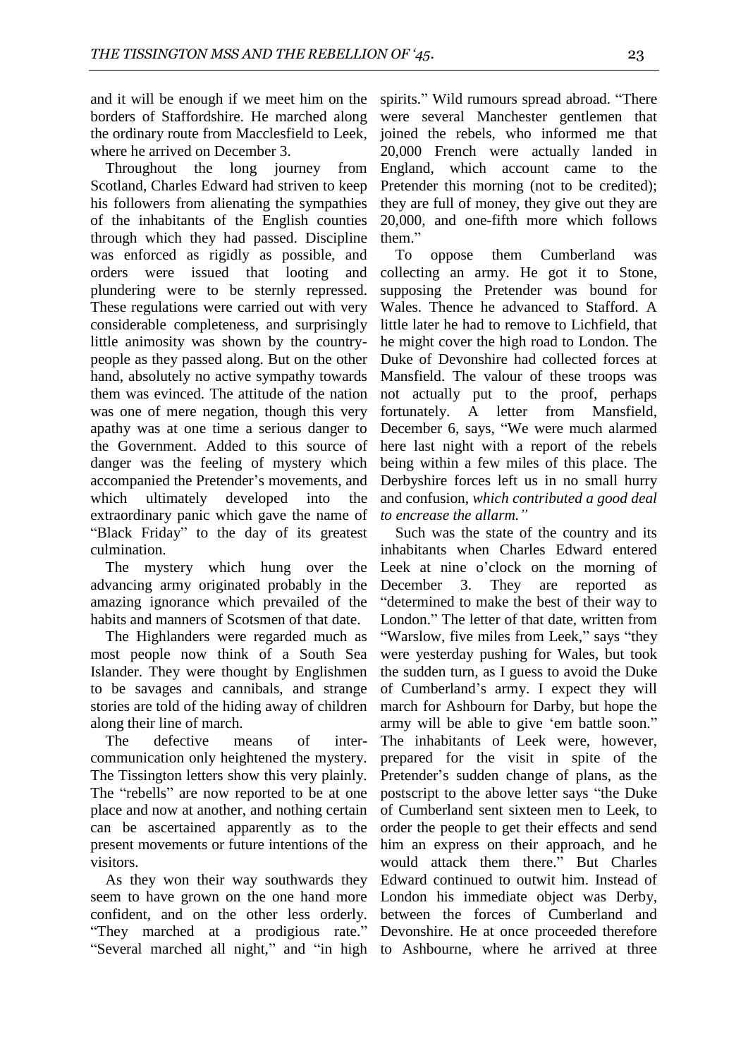and it will be enough if we meet him on the borders of Staffordshire. He marched along the ordinary route from Macclesfield to Leek, where he arrived on December 3.

Throughout the long journey from Scotland, Charles Edward had striven to keep his followers from alienating the sympathies of the inhabitants of the English counties through which they had passed. Discipline was enforced as rigidly as possible, and orders were issued that looting and plundering were to be sternly repressed. These regulations were carried out with very considerable completeness, and surprisingly little animosity was shown by the country-people as they passed along. But on the other hand, absolutely no active sympathy towards them was evinced. The attitude of the nation was one of mere negation, though this very apathy was at one time a serious danger to the Government. Added to this source of danger was the feeling of mystery which accompanied the Pretender's movements, and which ultimately developed into the extraordinary panic which gave the name of "Black Friday" to the day of its greatest culmination.

The mystery which hung over the advancing army originated probably in the amazing ignorance which prevailed of the habits and manners of Scotsmen of that date.

The Highlanders were regarded much as most people now think of a South Sea Islander. They were thought by Englishmen to be savages and cannibals, and strange stories are told of the hiding away of children along their line of march.

The defective means of inter-communication only heightened the mystery. The Tissington letters show this very plainly. The "rebells" are now reported to be at one place and now at another, and nothing certain can be ascertained apparently as to the present movements or future intentions of the visitors.

As they won their way southwards they seem to have grown on the one hand more confident, and on the other less orderly. "They marched at a prodigious rate." "Several marched all night," and "in high spirits." Wild rumours spread abroad. "There were several Manchester gentlemen that joined the rebels, who informed me that 20,000 French were actually landed in England, which account came to the Pretender this morning (not to be credited); they are full of money, they give out they are 20,000, and one-fifth more which follows them."

To oppose them Cumberland was collecting an army. He got it to Stone, supposing the Pretender was bound for Wales. Thence he advanced to Stafford. A little later he had to remove to Lichfield, that he might cover the high road to London. The Duke of Devonshire had collected forces at Mansfield. The valour of these troops was not actually put to the proof, perhaps fortunately. A letter from Mansfield, December 6, says, "We were much alarmed here last night with a report of the rebels being within a few miles of this place. The Derbyshire forces left us in no small hurry and confusion, *which contributed a good deal to encrease the allarm."*

Such was the state of the country and its inhabitants when Charles Edward entered Leek at nine o'clock on the morning of December 3. They are reported as "determined to make the best of their way to London." The letter of that date, written from "Warslow, five miles from Leek," says "they were yesterday pushing for Wales, but took the sudden turn, as I guess to avoid the Duke of Cumberland's army. I expect they will march for Ashbourn for Darby, but hope the army will be able to give 'em battle soon." The inhabitants of Leek were, however, prepared for the visit in spite of the Pretender's sudden change of plans, as the postscript to the above letter says "the Duke of Cumberland sent sixteen men to Leek, to order the people to get their effects and send him an express on their approach, and he would attack them there." But Charles Edward continued to outwit him. Instead of London his immediate object was Derby, between the forces of Cumberland and Devonshire. He at once proceeded therefore to Ashbourne, where he arrived at three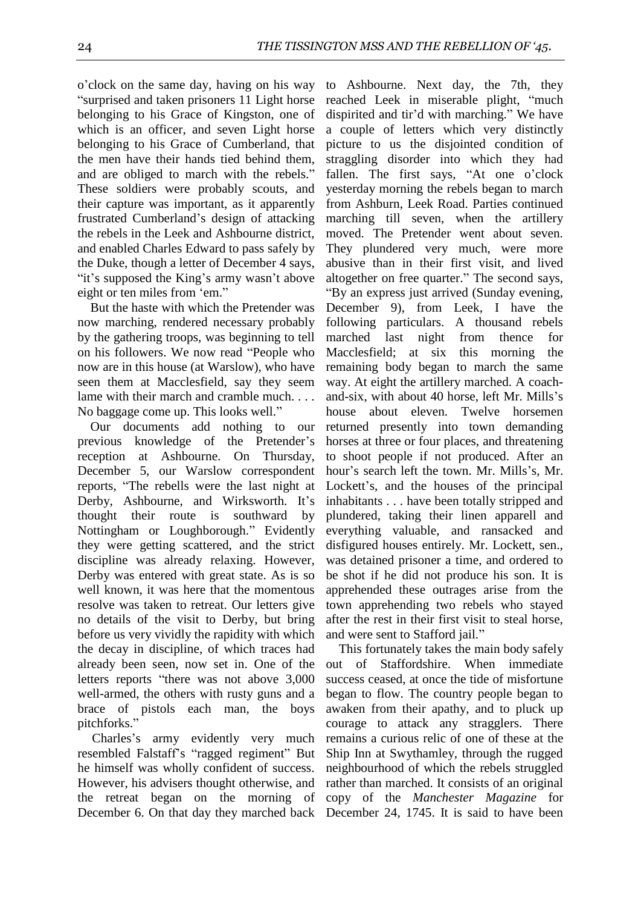o'clock on the same day, having on his way "surprised and taken prisoners 11 Light horse belonging to his Grace of Kingston, one of which is an officer, and seven Light horse belonging to his Grace of Cumberland, that the men have their hands tied behind them, and are obliged to march with the rebels." These soldiers were probably scouts, and their capture was important, as it apparently frustrated Cumberland's design of attacking the rebels in the Leek and Ashbourne district, and enabled Charles Edward to pass safely by the Duke, though a letter of December 4 says, "it's supposed the King's army wasn't above eight or ten miles from 'em."

But the haste with which the Pretender was now marching, rendered necessary probably by the gathering troops, was beginning to tell on his followers. We now read "People who now are in this house (at Warslow), who have seen them at Macclesfield, say they seem lame with their march and cramble much. . . . No baggage come up. This looks well."

Our documents add nothing to our previous knowledge of the Pretender's reception at Ashbourne. On Thursday, December 5, our Warslow correspondent reports, "The rebells were the last night at Derby, Ashbourne, and Wirksworth. It's thought their route is southward by Nottingham or Loughborough." Evidently they were getting scattered, and the strict discipline was already relaxing. However, Derby was entered with great state. As is so well known, it was here that the momentous resolve was taken to retreat. Our letters give no details of the visit to Derby, but bring before us very vividly the rapidity with which the decay in discipline, of which traces had already been seen, now set in. One of the letters reports "there was not above 3,000 well-armed, the others with rusty guns and a brace of pistols each man, the boys pitchforks."

Charles's army evidently very much resembled Falstaff's "ragged regiment" But he himself was wholly confident of success. However, his advisers thought otherwise, and the retreat began on the morning of December 6. On that day they marched back to Ashbourne. Next day, the 7th, they reached Leek in miserable plight, "much dispirited and tir'd with marching." We have a couple of letters which very distinctly picture to us the disjointed condition of straggling disorder into which they had fallen. The first says, "At one o'clock yesterday morning the rebels began to march from Ashburn, Leek Road. Parties continued marching till seven, when the artillery moved. The Pretender went about seven. They plundered very much, were more abusive than in their first visit, and lived altogether on free quarter." The second says, "By an express just arrived (Sunday evening, December 9), from Leek, I have the following particulars. A thousand rebels marched last night from thence for Macclesfield; at six this morning the remaining body began to march the same way. At eight the artillery marched. A coach-and-six, with about 40 horse, left Mr. Mills's house about eleven. Twelve horsemen returned presently into town demanding horses at three or four places, and threatening to shoot people if not produced. After an hour's search left the town. Mr. Mills's, Mr. Lockett's, and the houses of the principal inhabitants . . . have been totally stripped and plundered, taking their linen apparell and everything valuable, and ransacked and disfigured houses entirely. Mr. Lockett, sen., was detained prisoner a time, and ordered to be shot if he did not produce his son. It is apprehended these outrages arise from the town apprehending two rebels who stayed after the rest in their first visit to steal horse, and were sent to Stafford jail."

This fortunately takes the main body safely out of Staffordshire. When immediate success ceased, at once the tide of misfortune began to flow. The country people began to awaken from their apathy, and to pluck up courage to attack any stragglers. There remains a curious relic of one of these at the Ship Inn at Swythamley, through the rugged neighbourhood of which the rebels struggled rather than marched. It consists of an original copy of the *Manchester Magazine* for December 24, 1745. It is said to have been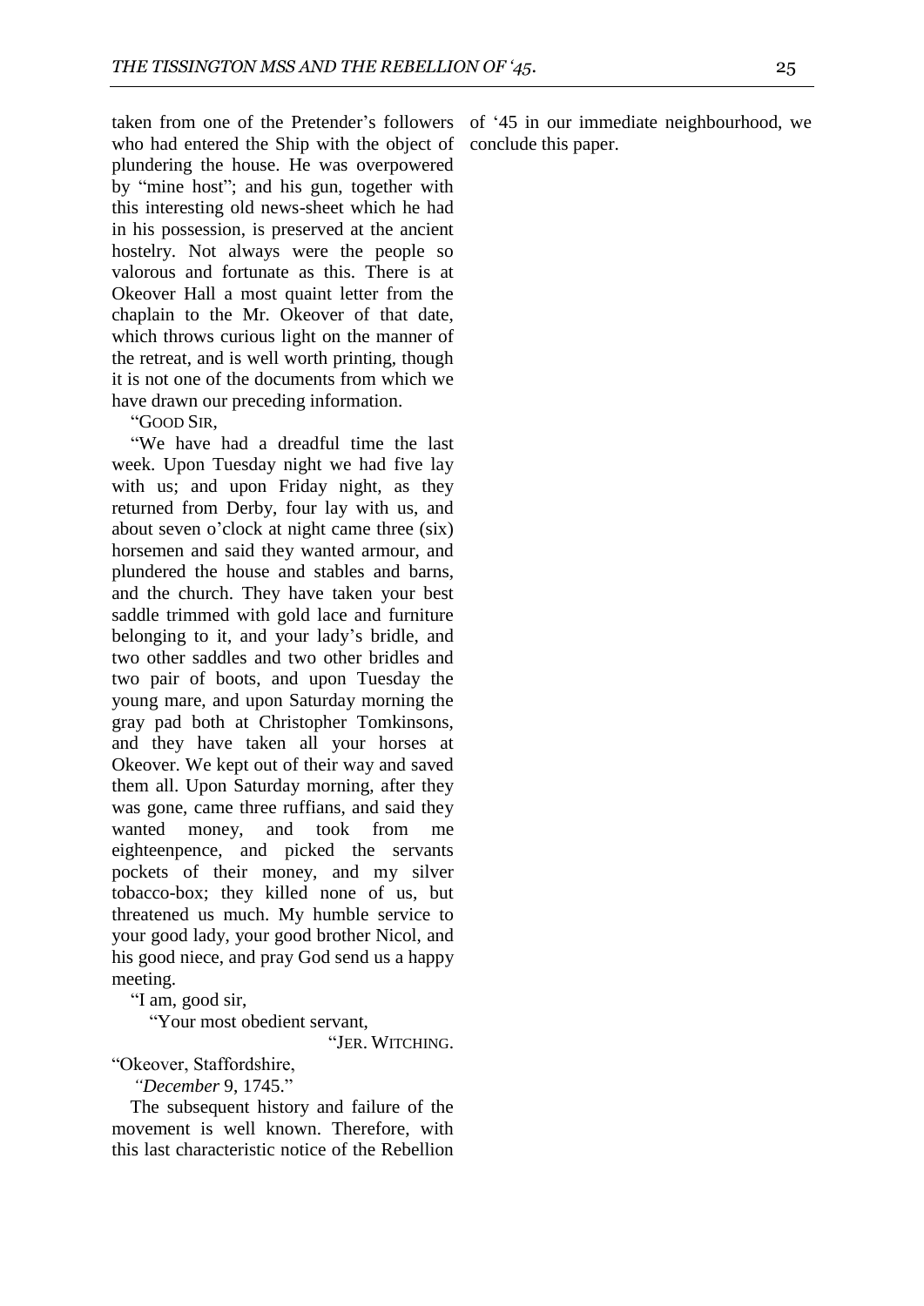taken from one of the Pretender's followers who had entered the Ship with the object of plundering the house. He was overpowered by "mine host"; and his gun, together with this interesting old news-sheet which he had in his possession, is preserved at the ancient hostelry. Not always were the people so valorous and fortunate as this. There is at Okeover Hall a most quaint letter from the chaplain to the Mr. Okeover of that date, which throws curious light on the manner of the retreat, and is well worth printing, though it is not one of the documents from which we have drawn our preceding information.

"GOOD SIR,

"We have had a dreadful time the last week. Upon Tuesday night we had five lay with us; and upon Friday night, as they returned from Derby, four lay with us, and about seven o'clock at night came three (six) horsemen and said they wanted armour, and plundered the house and stables and barns, and the church. They have taken your best saddle trimmed with gold lace and furniture belonging to it, and your lady's bridle, and two other saddles and two other bridles and two pair of boots, and upon Tuesday the young mare, and upon Saturday morning the gray pad both at Christopher Tomkinsons, and they have taken all your horses at Okeover. We kept out of their way and saved them all. Upon Saturday morning, after they was gone, came three ruffians, and said they wanted money, and took from me eighteenpence, and picked the servants pockets of their money, and my silver tobacco-box; they killed none of us, but threatened us much. My humble service to your good lady, your good brother Nicol, and his good niece, and pray God send us a happy meeting.

"I am, good sir,

"Your most obedient servant,

"JER. WITCHING.

"Okeover, Staffordshire,

*"December* 9, 1745."

The subsequent history and failure of the movement is well known. Therefore, with this last characteristic notice of the Rebellion of '45 in our immediate neighbourhood, we conclude this paper.